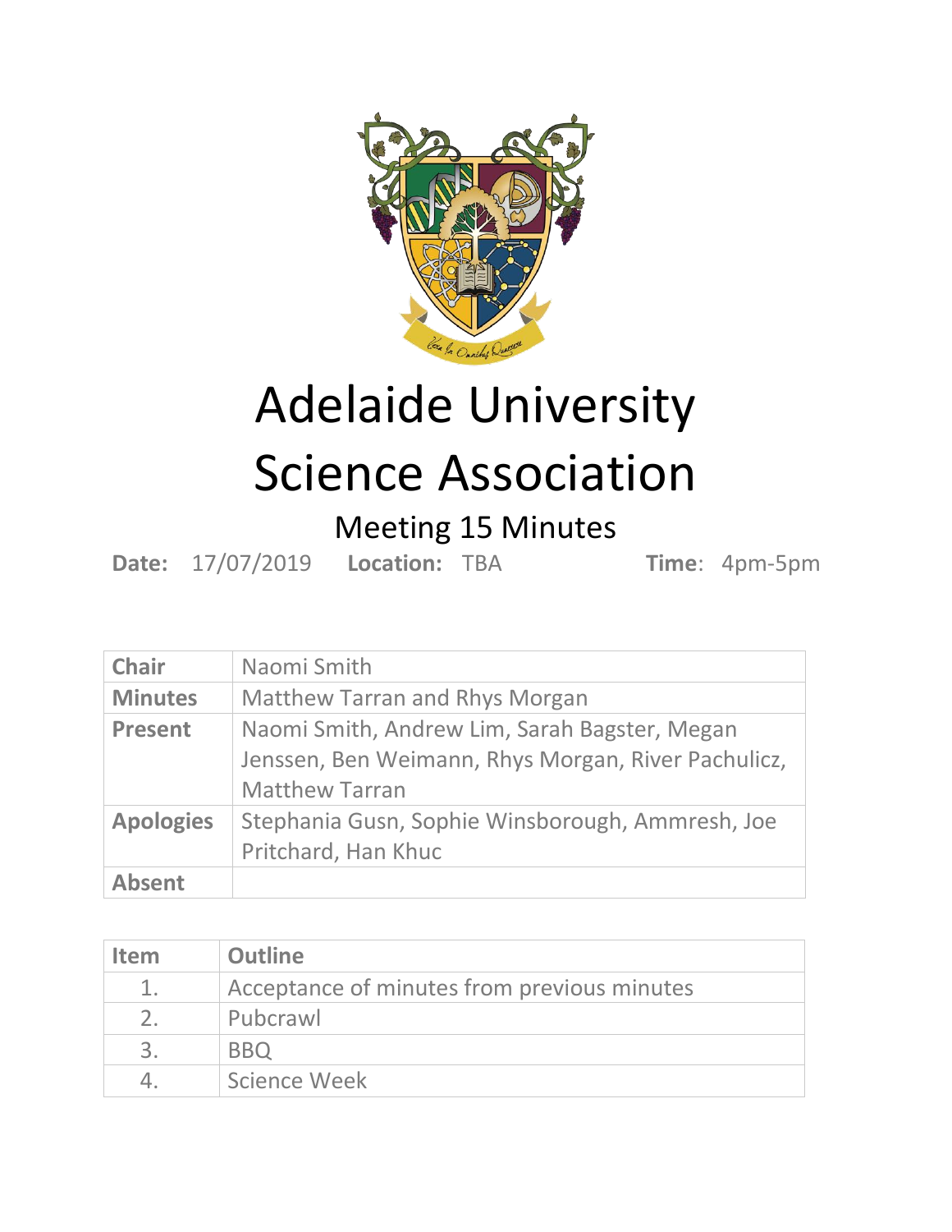# Adelaide University Science Association

## Meeting 15 Minutes

**Date:** 17/07/2019 **Location:** TBA **Time**: 4pm-5pm

| **Chair** | Naomi Smith |
| --- | --- |
| **Minutes** | Matthew Tarran and Rhys Morgan |
| **Present** | Naomi Smith, Andrew Lim, Sarah Bagster, Megan Jenssen, Ben Weimann, Rhys Morgan, River Pachulicz, Matthew Tarran |
| **Apologies** | Stephania Gusn, Sophie Winsborough, Ammresh, Joe Pritchard, Han Khuc |
| **Absent** | |

| Item | Outline |
| --- | --- |
| 1. | Acceptance of minutes from previous minutes |
| 2. | Pubcrawl |
| 3. | BBQ |
| 4. | Science Week |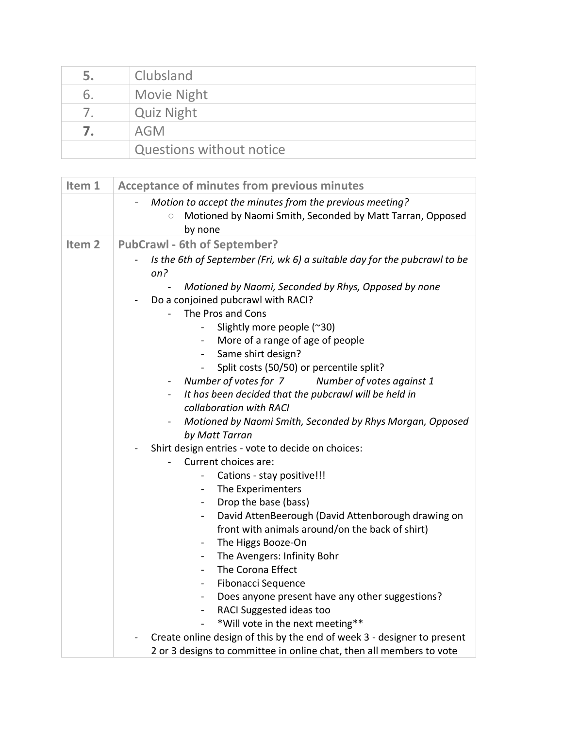| | |
|---|---|
| **5.** | Clubsland |
| 6. | Movie Night |
| 7. | Quiz Night |
| **7.** | AGM |
| | Questions without notice |

| | |
|---|---|
| **Item 1** | **Acceptance of minutes from previous minutes** |
| | - *Motion to accept the minutes from the previous meeting?*<br>&nbsp;&nbsp;&nbsp;&nbsp;○ Motioned by Naomi Smith, Seconded by Matt Tarran, Opposed by none |
| **Item 2** | **PubCrawl - 6th of September?** |
| | - *Is the 6th of September (Fri, wk 6) a suitable day for the pubcrawl to be on?*<br>&nbsp;&nbsp;&nbsp;&nbsp;- *Motioned by Naomi, Seconded by Rhys, Opposed by none*<br>- Do a conjoined pubcrawl with RACI?<br>&nbsp;&nbsp;&nbsp;&nbsp;- The Pros and Cons<br>&nbsp;&nbsp;&nbsp;&nbsp;&nbsp;&nbsp;&nbsp;&nbsp;- Slightly more people (~30)<br>&nbsp;&nbsp;&nbsp;&nbsp;&nbsp;&nbsp;&nbsp;&nbsp;- More of a range of age of people<br>&nbsp;&nbsp;&nbsp;&nbsp;&nbsp;&nbsp;&nbsp;&nbsp;- Same shirt design?<br>&nbsp;&nbsp;&nbsp;&nbsp;&nbsp;&nbsp;&nbsp;&nbsp;- Split costs (50/50) or percentile split?<br>&nbsp;&nbsp;&nbsp;&nbsp;- *Number of votes for 7 &nbsp;&nbsp;&nbsp;&nbsp; Number of votes against 1*<br>&nbsp;&nbsp;&nbsp;&nbsp;- *It has been decided that the pubcrawl will be held in collaboration with RACI*<br>&nbsp;&nbsp;&nbsp;&nbsp;- *Motioned by Naomi Smith, Seconded by Rhys Morgan, Opposed by Matt Tarran*<br>- Shirt design entries - vote to decide on choices:<br>&nbsp;&nbsp;&nbsp;&nbsp;- Current choices are:<br>&nbsp;&nbsp;&nbsp;&nbsp;&nbsp;&nbsp;&nbsp;&nbsp;- Cations - stay positive!!!<br>&nbsp;&nbsp;&nbsp;&nbsp;&nbsp;&nbsp;&nbsp;&nbsp;- The Experimenters<br>&nbsp;&nbsp;&nbsp;&nbsp;&nbsp;&nbsp;&nbsp;&nbsp;- Drop the base (bass)<br>&nbsp;&nbsp;&nbsp;&nbsp;&nbsp;&nbsp;&nbsp;&nbsp;- David AttenBeerough (David Attenborough drawing on front with animals around/on the back of shirt)<br>&nbsp;&nbsp;&nbsp;&nbsp;&nbsp;&nbsp;&nbsp;&nbsp;- The Higgs Booze-On<br>&nbsp;&nbsp;&nbsp;&nbsp;&nbsp;&nbsp;&nbsp;&nbsp;- The Avengers: Infinity Bohr<br>&nbsp;&nbsp;&nbsp;&nbsp;&nbsp;&nbsp;&nbsp;&nbsp;- The Corona Effect<br>&nbsp;&nbsp;&nbsp;&nbsp;&nbsp;&nbsp;&nbsp;&nbsp;- Fibonacci Sequence<br>&nbsp;&nbsp;&nbsp;&nbsp;&nbsp;&nbsp;&nbsp;&nbsp;- Does anyone present have any other suggestions?<br>&nbsp;&nbsp;&nbsp;&nbsp;&nbsp;&nbsp;&nbsp;&nbsp;- RACI Suggested ideas too<br>&nbsp;&nbsp;&nbsp;&nbsp;&nbsp;&nbsp;&nbsp;&nbsp;- *Will vote in the next meeting**<br>- Create online design of this by the end of week 3 - designer to present 2 or 3 designs to committee in online chat, then all members to vote |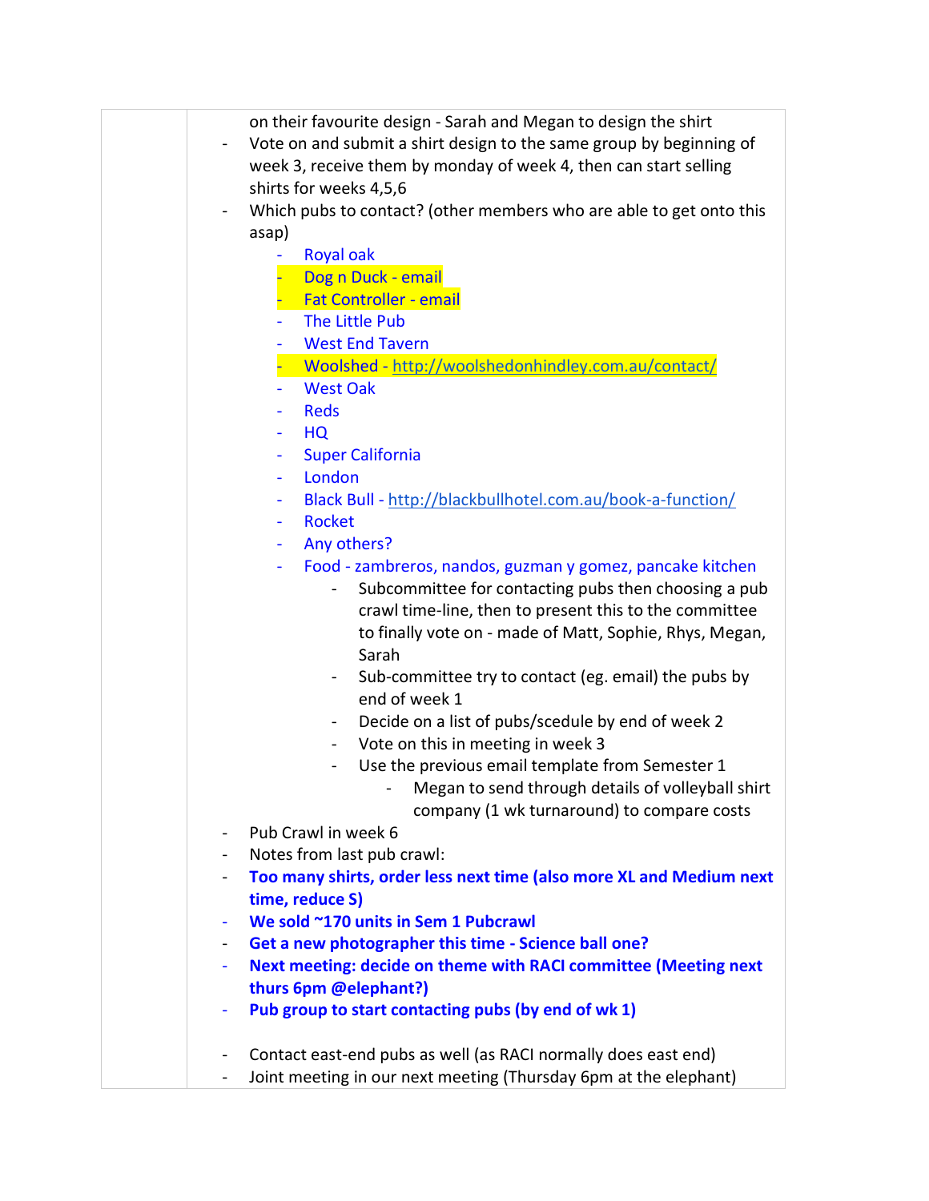on their favourite design - Sarah and Megan to design the shirt

- Vote on and submit a shirt design to the same group by beginning of week 3, receive them by monday of week 4, then can start selling shirts for weeks 4,5,6
- Which pubs to contact? (other members who are able to get onto this asap)
    - Royal oak
    - Dog n Duck - email
    - Fat Controller - email
    - The Little Pub
    - West End Tavern
    - Woolshed - http://woolshedonhindley.com.au/contact/
    - West Oak
    - Reds
    - HQ
    - Super California
    - London
    - Black Bull - http://blackbullhotel.com.au/book-a-function/
    - Rocket
    - Any others?
    - Food - zambreros, nandos, guzman y gomez, pancake kitchen
        - Subcommittee for contacting pubs then choosing a pub crawl time-line, then to present this to the committee to finally vote on - made of Matt, Sophie, Rhys, Megan, Sarah
        - Sub-committee try to contact (eg. email) the pubs by end of week 1
        - Decide on a list of pubs/scedule by end of week 2
        - Vote on this in meeting in week 3
        - Use the previous email template from Semester 1
            - Megan to send through details of volleyball shirt company (1 wk turnaround) to compare costs
- Pub Crawl in week 6
- Notes from last pub crawl:
- **Too many shirts, order less next time (also more XL and Medium next time, reduce S)**
- **We sold ~170 units in Sem 1 Pubcrawl**
- **Get a new photographer this time - Science ball one?**
- **Next meeting: decide on theme with RACI committee (Meeting next thurs 6pm @elephant?)**
- **Pub group to start contacting pubs (by end of wk 1)**

- Contact east-end pubs as well (as RACI normally does east end)
- Joint meeting in our next meeting (Thursday 6pm at the elephant)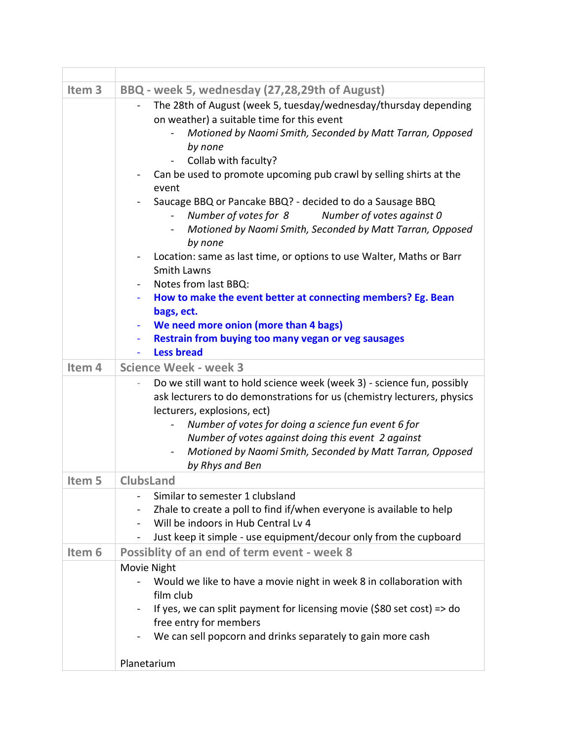| | |
|---|---|
| **Item 3** | **BBQ - week 5, wednesday (27,28,29th of August)** |
| | - The 28th of August (week 5, tuesday/wednesday/thursday depending on weather) a suitable time for this event<br>&nbsp;&nbsp;&nbsp;&nbsp;- *Motioned by Naomi Smith, Seconded by Matt Tarran, Opposed by none*<br>&nbsp;&nbsp;&nbsp;&nbsp;- Collab with faculty?<br>- Can be used to promote upcoming pub crawl by selling shirts at the event<br>- Saucage BBQ or Pancake BBQ? - decided to do a Sausage BBQ<br>&nbsp;&nbsp;&nbsp;&nbsp;- *Number of votes for 8 Number of votes against 0*<br>&nbsp;&nbsp;&nbsp;&nbsp;- *Motioned by Naomi Smith, Seconded by Matt Tarran, Opposed by none*<br>- Location: same as last time, or options to use Walter, Maths or Barr Smith Lawns<br>- Notes from last BBQ:<br>- **How to make the event better at connecting members? Eg. Bean bags, ect.**<br>- **We need more onion (more than 4 bags)**<br>- **Restrain from buying too many vegan or veg sausages**<br>- **Less bread** |
| **Item 4** | **Science Week - week 3** |
| | - Do we still want to hold science week (week 3) - science fun, possibly ask lecturers to do demonstrations for us (chemistry lecturers, physics lecturers, explosions, ect)<br>&nbsp;&nbsp;&nbsp;&nbsp;- *Number of votes for doing a science fun event 6 for Number of votes against doing this event 2 against*<br>&nbsp;&nbsp;&nbsp;&nbsp;- *Motioned by Naomi Smith, Seconded by Matt Tarran, Opposed by Rhys and Ben* |
| **Item 5** | **ClubsLand** |
| | - Similar to semester 1 clubsland<br>- Zhale to create a poll to find if/when everyone is available to help<br>- Will be indoors in Hub Central Lv 4<br>- Just keep it simple - use equipment/decour only from the cupboard |
| **Item 6** | **Possiblity of an end of term event - week 8** |
| | Movie Night<br>- Would we like to have a movie night in week 8 in collaboration with film club<br>- If yes, we can split payment for licensing movie ($80 set cost) => do free entry for members<br>- We can sell popcorn and drinks separately to gain more cash<br><br>Planetarium |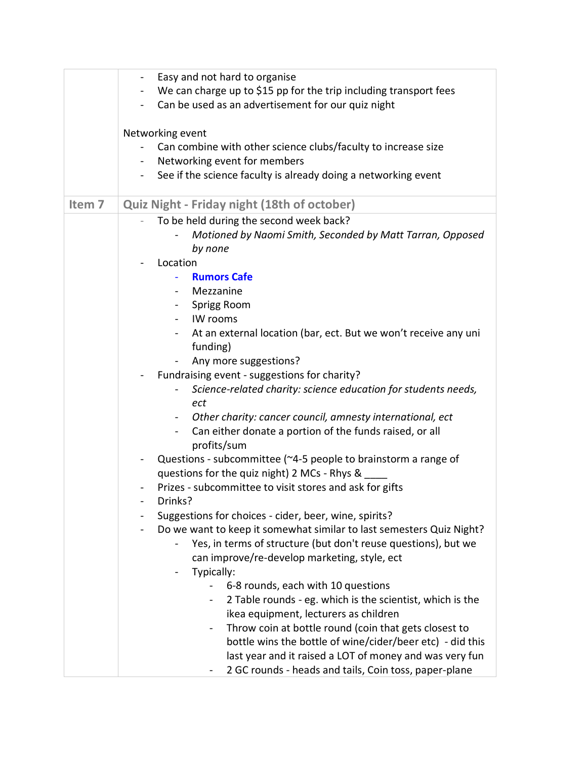| | |
|---|---|
| | - Easy and not hard to organise<br>- We can charge up to $15 pp for the trip including transport fees<br>- Can be used as an advertisement for our quiz night<br><br>Networking event<br>- Can combine with other science clubs/faculty to increase size<br>- Networking event for members<br>- See if the science faculty is already doing a networking event |
| **Item 7** | **Quiz Night - Friday night (18th of october)** |
| | - To be held during the second week back?<br>&nbsp;&nbsp;&nbsp;&nbsp;- *Motioned by Naomi Smith, Seconded by Matt Tarran, Opposed by none*<br>- Location<br>&nbsp;&nbsp;&nbsp;&nbsp;- **Rumors Cafe**<br>&nbsp;&nbsp;&nbsp;&nbsp;- Mezzanine<br>&nbsp;&nbsp;&nbsp;&nbsp;- Sprigg Room<br>&nbsp;&nbsp;&nbsp;&nbsp;- IW rooms<br>&nbsp;&nbsp;&nbsp;&nbsp;- At an external location (bar, ect. But we won't receive any uni funding)<br>&nbsp;&nbsp;&nbsp;&nbsp;- Any more suggestions?<br>- Fundraising event - suggestions for charity?<br>&nbsp;&nbsp;&nbsp;&nbsp;- *Science-related charity: science education for students needs, ect*<br>&nbsp;&nbsp;&nbsp;&nbsp;- *Other charity: cancer council, amnesty international, ect*<br>&nbsp;&nbsp;&nbsp;&nbsp;- Can either donate a portion of the funds raised, or all profits/sum<br>- Questions - subcommittee (~4-5 people to brainstorm a range of questions for the quiz night) 2 MCs - Rhys & ____<br>- Prizes - subcommittee to visit stores and ask for gifts<br>- Drinks?<br>- Suggestions for choices - cider, beer, wine, spirits?<br>- Do we want to keep it somewhat similar to last semesters Quiz Night?<br>&nbsp;&nbsp;&nbsp;&nbsp;- Yes, in terms of structure (but don't reuse questions), but we can improve/re-develop marketing, style, ect<br>&nbsp;&nbsp;&nbsp;&nbsp;- Typically:<br>&nbsp;&nbsp;&nbsp;&nbsp;&nbsp;&nbsp;&nbsp;&nbsp;- 6-8 rounds, each with 10 questions<br>&nbsp;&nbsp;&nbsp;&nbsp;&nbsp;&nbsp;&nbsp;&nbsp;- 2 Table rounds - eg. which is the scientist, which is the ikea equipment, lecturers as children<br>&nbsp;&nbsp;&nbsp;&nbsp;&nbsp;&nbsp;&nbsp;&nbsp;- Throw coin at bottle round (coin that gets closest to bottle wins the bottle of wine/cider/beer etc) - did this last year and it raised a LOT of money and was very fun<br>&nbsp;&nbsp;&nbsp;&nbsp;&nbsp;&nbsp;&nbsp;&nbsp;- 2 GC rounds - heads and tails, Coin toss, paper-plane |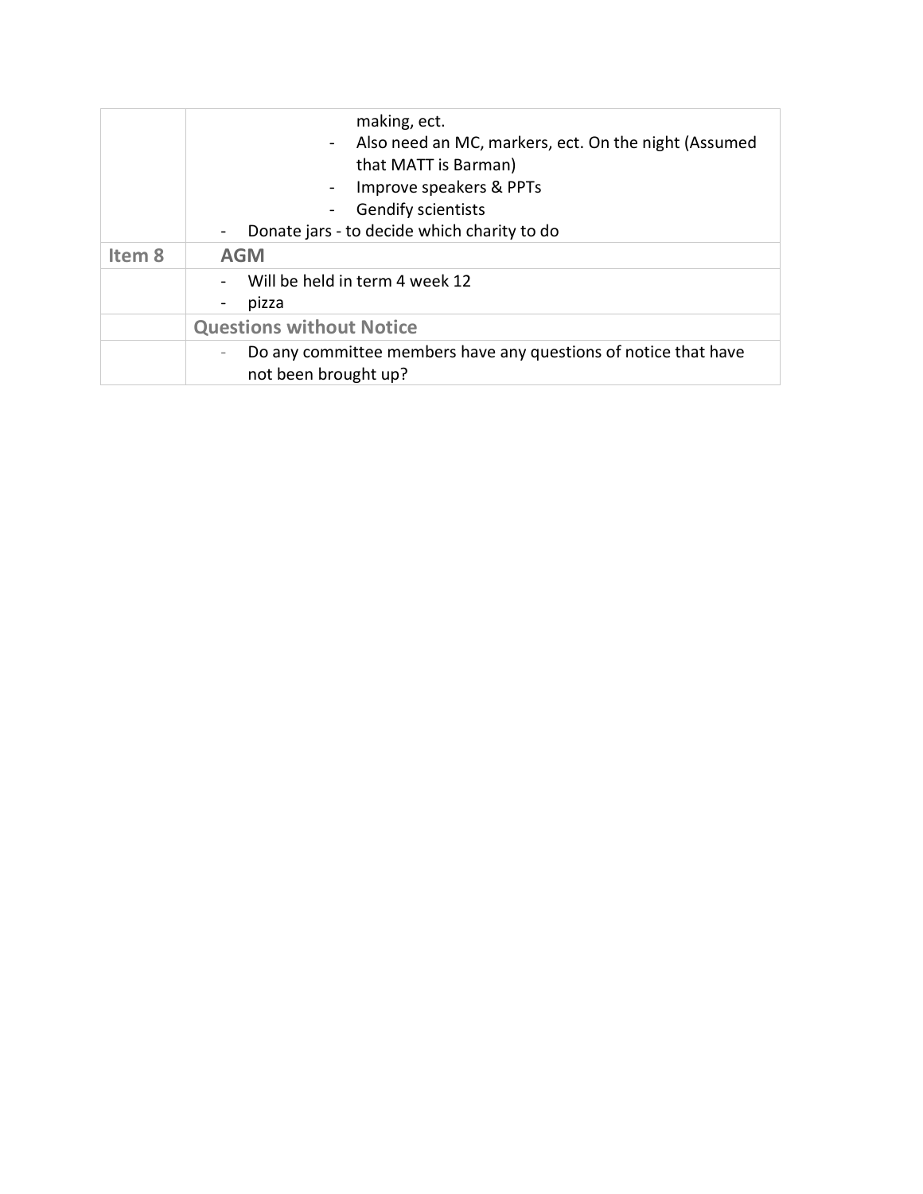| | |
|---|---|
| | making, ect.<br>- Also need an MC, markers, ect. On the night (Assumed that MATT is Barman)<br>- Improve speakers & PPTs<br>- Gendify scientists<br>- Donate jars - to decide which charity to do |
| **Item 8** | **AGM** |
| | - Will be held in term 4 week 12<br>- pizza |
| | **Questions without Notice** |
| | - Do any committee members have any questions of notice that have not been brought up? |